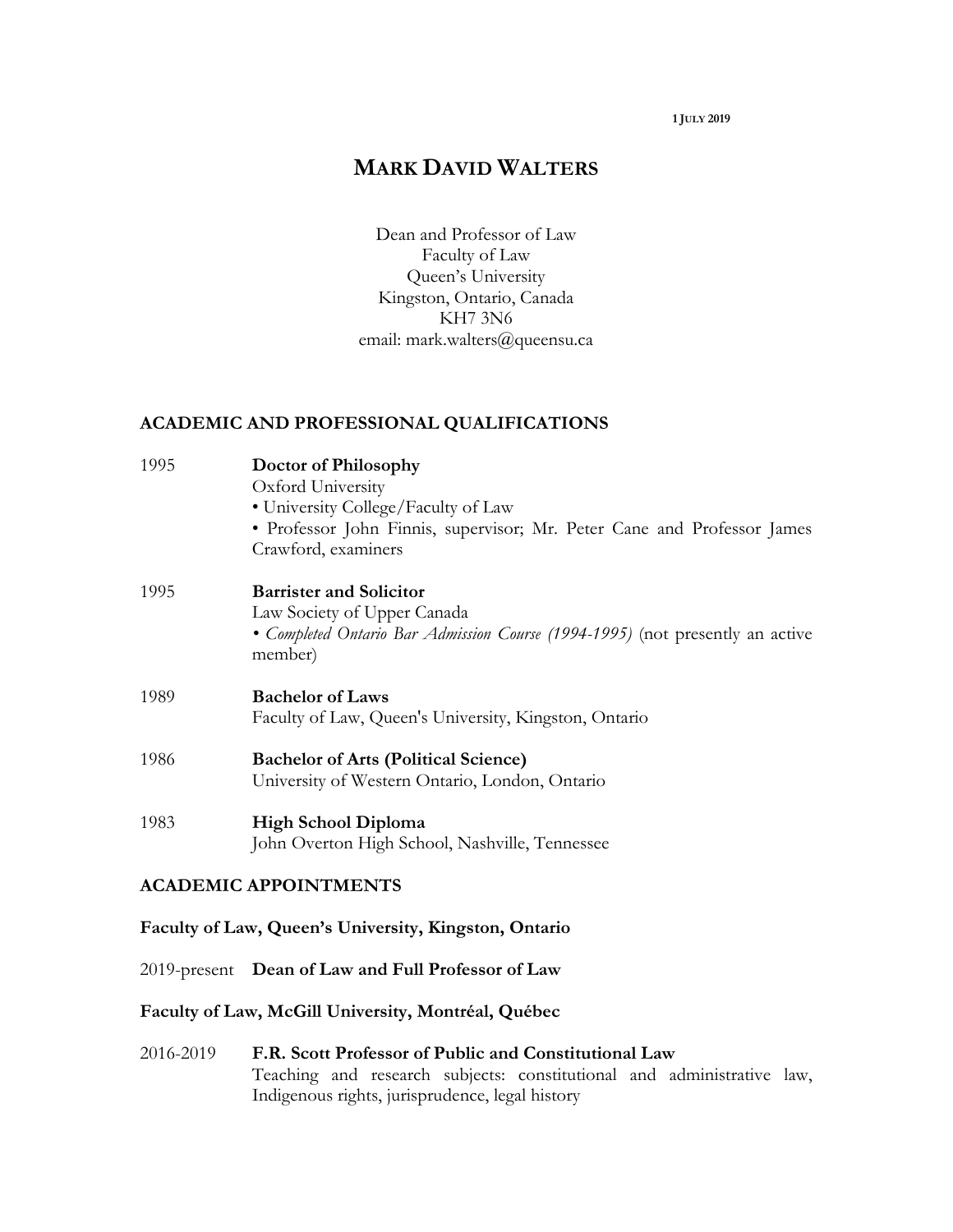1 JULY 2019

# MARK DAVID WALTERS

Dean and Professor of Law
Faculty of Law
Queen's University
Kingston, Ontario, Canada
KH7 3N6
email: mark.walters@queensu.ca

## ACADEMIC AND PROFESSIONAL QUALIFICATIONS

1995 **Doctor of Philosophy**
Oxford University
• University College/Faculty of Law
• Professor John Finnis, supervisor; Mr. Peter Cane and Professor James Crawford, examiners

1995 **Barrister and Solicitor**
Law Society of Upper Canada
• *Completed Ontario Bar Admission Course (1994-1995)* (not presently an active member)

1989 **Bachelor of Laws**
Faculty of Law, Queen's University, Kingston, Ontario

1986 **Bachelor of Arts (Political Science)**
University of Western Ontario, London, Ontario

1983 **High School Diploma**
John Overton High School, Nashville, Tennessee

## ACADEMIC APPOINTMENTS

### Faculty of Law, Queen's University, Kingston, Ontario

2019-present **Dean of Law and Full Professor of Law**

### Faculty of Law, McGill University, Montréal, Québec

2016-2019 **F.R. Scott Professor of Public and Constitutional Law**
Teaching and research subjects: constitutional and administrative law, Indigenous rights, jurisprudence, legal history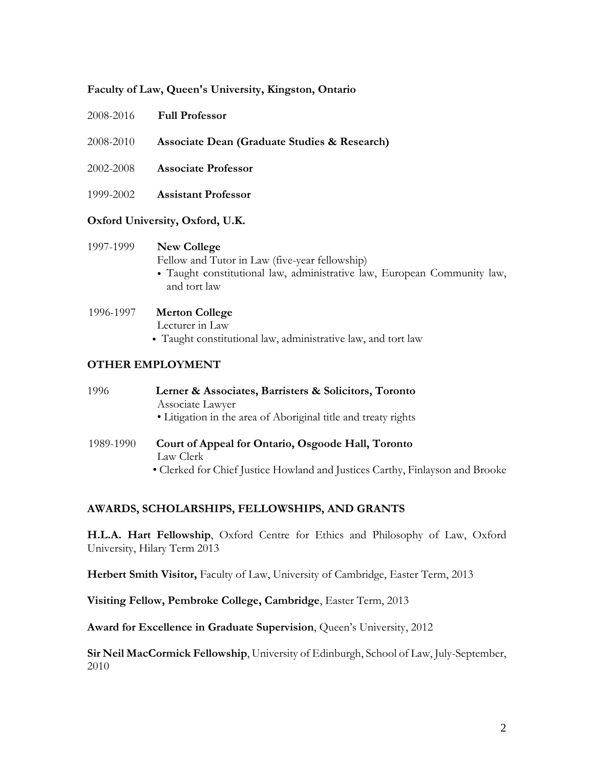**Faculty of Law, Queen's University, Kingston, Ontario**

2008-2016 **Full Professor**

2008-2010 **Associate Dean (Graduate Studies & Research)**

2002-2008 **Associate Professor**

1999-2002 **Assistant Professor**

**Oxford University, Oxford, U.K.**

1997-1999 **New College**
Fellow and Tutor in Law (five-year fellowship)

- Taught constitutional law, administrative law, European Community law, and tort law

1996-1997 **Merton College**
Lecturer in Law

- Taught constitutional law, administrative law, and tort law

## OTHER EMPLOYMENT

1996 **Lerner & Associates, Barristers & Solicitors, Toronto**
Associate Lawyer

- Litigation in the area of Aboriginal title and treaty rights

1989-1990 **Court of Appeal for Ontario, Osgoode Hall, Toronto**
Law Clerk

- Clerked for Chief Justice Howland and Justices Carthy, Finlayson and Brooke

## AWARDS, SCHOLARSHIPS, FELLOWSHIPS, AND GRANTS

**H.L.A. Hart Fellowship**, Oxford Centre for Ethics and Philosophy of Law, Oxford University, Hilary Term 2013

**Herbert Smith Visitor,** Faculty of Law, University of Cambridge, Easter Term, 2013

**Visiting Fellow, Pembroke College, Cambridge**, Easter Term, 2013

**Award for Excellence in Graduate Supervision**, Queen's University, 2012

**Sir Neil MacCormick Fellowship**, University of Edinburgh, School of Law, July-September, 2010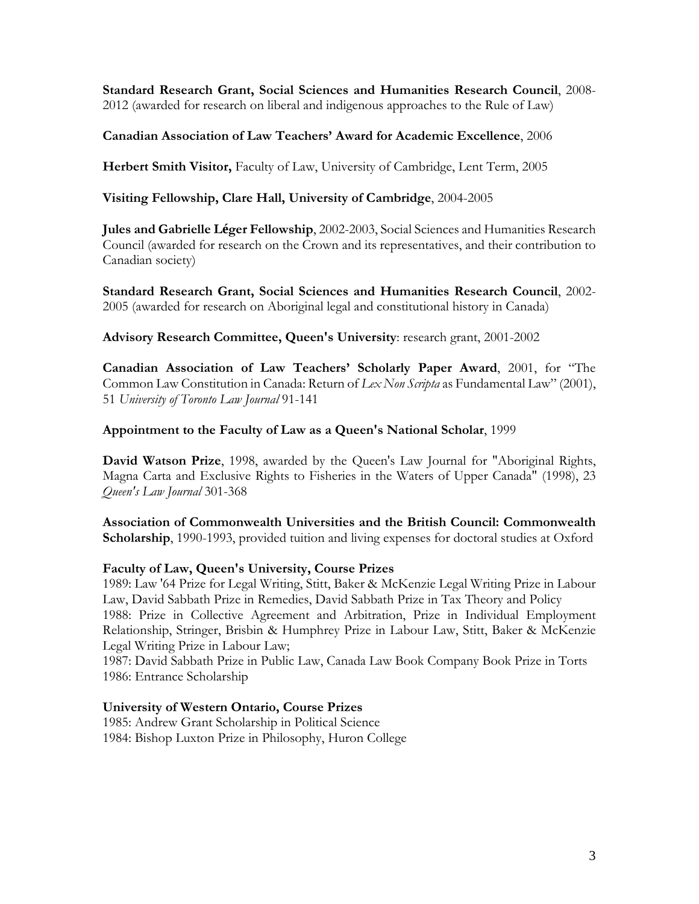**Standard Research Grant, Social Sciences and Humanities Research Council**, 2008-2012 (awarded for research on liberal and indigenous approaches to the Rule of Law)

**Canadian Association of Law Teachers' Award for Academic Excellence**, 2006

**Herbert Smith Visitor,** Faculty of Law, University of Cambridge, Lent Term, 2005

**Visiting Fellowship, Clare Hall, University of Cambridge**, 2004-2005

**Jules and Gabrielle Léger Fellowship**, 2002-2003, Social Sciences and Humanities Research Council (awarded for research on the Crown and its representatives, and their contribution to Canadian society)

**Standard Research Grant, Social Sciences and Humanities Research Council**, 2002-2005 (awarded for research on Aboriginal legal and constitutional history in Canada)

**Advisory Research Committee, Queen's University**: research grant, 2001-2002

**Canadian Association of Law Teachers' Scholarly Paper Award**, 2001, for "The Common Law Constitution in Canada: Return of *Lex Non Scripta* as Fundamental Law" (2001), 51 *University of Toronto Law Journal* 91-141

**Appointment to the Faculty of Law as a Queen's National Scholar**, 1999

**David Watson Prize**, 1998, awarded by the Queen's Law Journal for "Aboriginal Rights, Magna Carta and Exclusive Rights to Fisheries in the Waters of Upper Canada" (1998), 23 *Queen's Law Journal* 301-368

**Association of Commonwealth Universities and the British Council: Commonwealth Scholarship**, 1990-1993, provided tuition and living expenses for doctoral studies at Oxford

**Faculty of Law, Queen's University, Course Prizes**
1989: Law '64 Prize for Legal Writing, Stitt, Baker & McKenzie Legal Writing Prize in Labour Law, David Sabbath Prize in Remedies, David Sabbath Prize in Tax Theory and Policy
1988: Prize in Collective Agreement and Arbitration, Prize in Individual Employment Relationship, Stringer, Brisbin & Humphrey Prize in Labour Law, Stitt, Baker & McKenzie Legal Writing Prize in Labour Law;
1987: David Sabbath Prize in Public Law, Canada Law Book Company Book Prize in Torts
1986: Entrance Scholarship

**University of Western Ontario, Course Prizes**
1985: Andrew Grant Scholarship in Political Science
1984: Bishop Luxton Prize in Philosophy, Huron College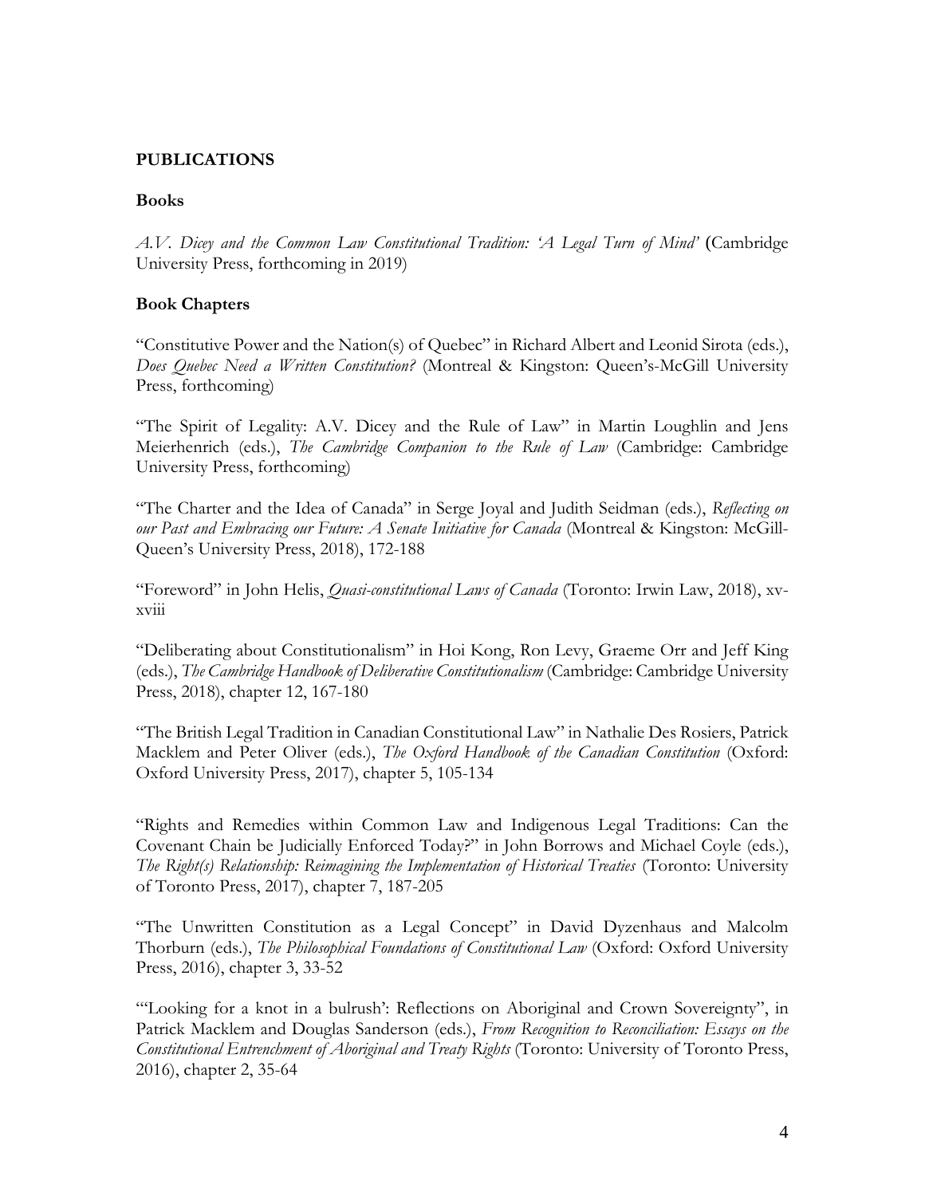## PUBLICATIONS

### Books

*A.V. Dicey and the Common Law Constitutional Tradition: 'A Legal Turn of Mind'* (Cambridge University Press, forthcoming in 2019)

### Book Chapters

"Constitutive Power and the Nation(s) of Quebec" in Richard Albert and Leonid Sirota (eds.), *Does Quebec Need a Written Constitution?* (Montreal & Kingston: Queen's-McGill University Press, forthcoming)

"The Spirit of Legality: A.V. Dicey and the Rule of Law" in Martin Loughlin and Jens Meierhenrich (eds.), *The Cambridge Companion to the Rule of Law* (Cambridge: Cambridge University Press, forthcoming)

"The Charter and the Idea of Canada" in Serge Joyal and Judith Seidman (eds.), *Reflecting on our Past and Embracing our Future: A Senate Initiative for Canada* (Montreal & Kingston: McGill-Queen's University Press, 2018), 172-188

"Foreword" in John Helis, *Quasi-constitutional Laws of Canada* (Toronto: Irwin Law, 2018), xv-xviii

"Deliberating about Constitutionalism" in Hoi Kong, Ron Levy, Graeme Orr and Jeff King (eds.), *The Cambridge Handbook of Deliberative Constitutionalism* (Cambridge: Cambridge University Press, 2018), chapter 12, 167-180

"The British Legal Tradition in Canadian Constitutional Law" in Nathalie Des Rosiers, Patrick Macklem and Peter Oliver (eds.), *The Oxford Handbook of the Canadian Constitution* (Oxford: Oxford University Press, 2017), chapter 5, 105-134

"Rights and Remedies within Common Law and Indigenous Legal Traditions: Can the Covenant Chain be Judicially Enforced Today?" in John Borrows and Michael Coyle (eds.), *The Right(s) Relationship: Reimagining the Implementation of Historical Treaties* (Toronto: University of Toronto Press, 2017), chapter 7, 187-205

"The Unwritten Constitution as a Legal Concept" in David Dyzenhaus and Malcolm Thorburn (eds.), *The Philosophical Foundations of Constitutional Law* (Oxford: Oxford University Press, 2016), chapter 3, 33-52

"'Looking for a knot in a bulrush': Reflections on Aboriginal and Crown Sovereignty", in Patrick Macklem and Douglas Sanderson (eds.), *From Recognition to Reconciliation: Essays on the Constitutional Entrenchment of Aboriginal and Treaty Rights* (Toronto: University of Toronto Press, 2016), chapter 2, 35-64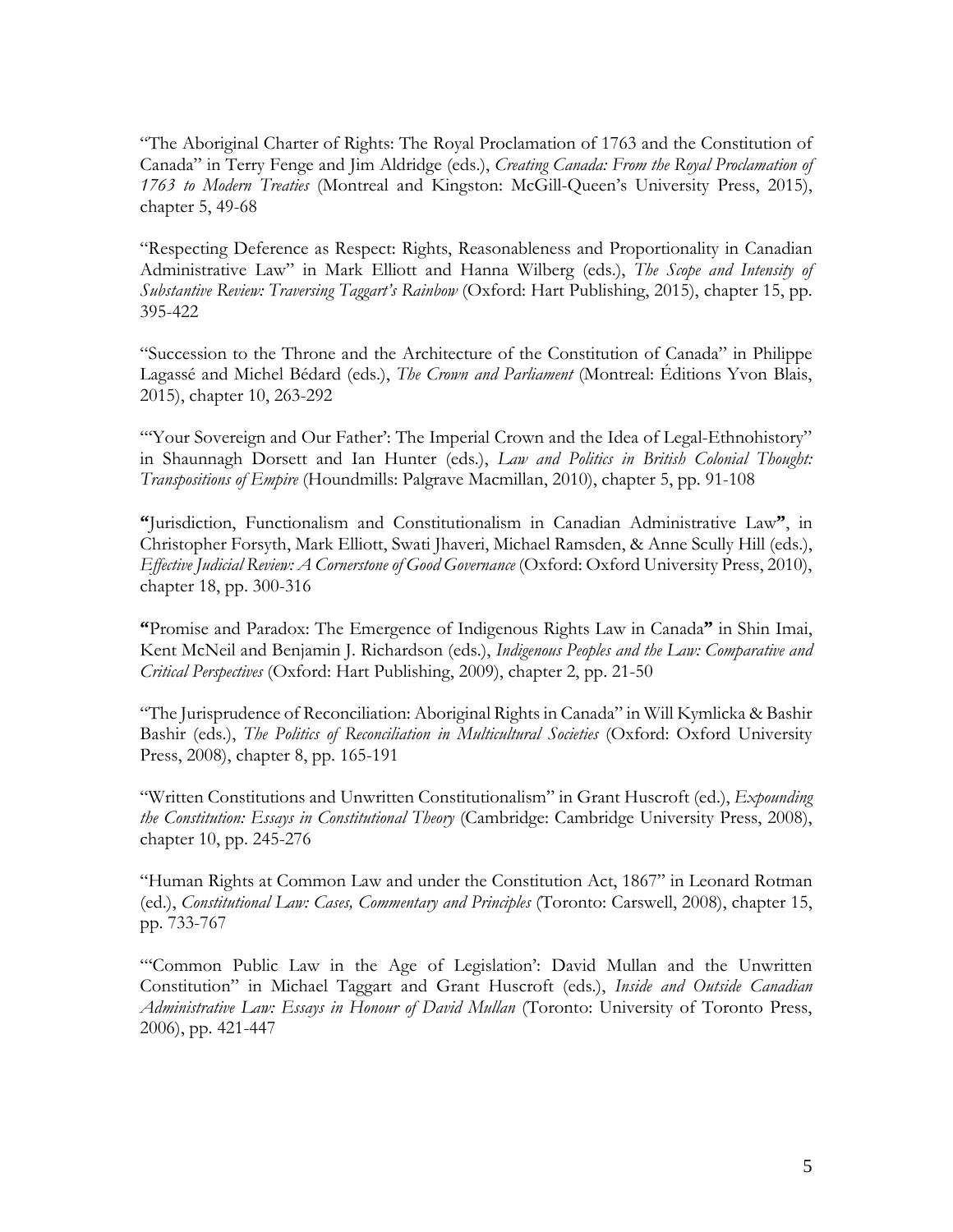"The Aboriginal Charter of Rights: The Royal Proclamation of 1763 and the Constitution of Canada" in Terry Fenge and Jim Aldridge (eds.), *Creating Canada: From the Royal Proclamation of 1763 to Modern Treaties* (Montreal and Kingston: McGill-Queen's University Press, 2015), chapter 5, 49-68

"Respecting Deference as Respect: Rights, Reasonableness and Proportionality in Canadian Administrative Law" in Mark Elliott and Hanna Wilberg (eds.), *The Scope and Intensity of Substantive Review: Traversing Taggart's Rainbow* (Oxford: Hart Publishing, 2015), chapter 15, pp. 395-422

"Succession to the Throne and the Architecture of the Constitution of Canada" in Philippe Lagassé and Michel Bédard (eds.), *The Crown and Parliament* (Montreal: Éditions Yvon Blais, 2015), chapter 10, 263-292

"'Your Sovereign and Our Father': The Imperial Crown and the Idea of Legal-Ethnohistory" in Shaunnagh Dorsett and Ian Hunter (eds.), *Law and Politics in British Colonial Thought: Transpositions of Empire* (Houndmills: Palgrave Macmillan, 2010), chapter 5, pp. 91-108

**"**Jurisdiction, Functionalism and Constitutionalism in Canadian Administrative Law**"**, in Christopher Forsyth, Mark Elliott, Swati Jhaveri, Michael Ramsden, & Anne Scully Hill (eds.), *Effective Judicial Review: A Cornerstone of Good Governance* (Oxford: Oxford University Press, 2010), chapter 18, pp. 300-316

**"**Promise and Paradox: The Emergence of Indigenous Rights Law in Canada**"** in Shin Imai, Kent McNeil and Benjamin J. Richardson (eds.), *Indigenous Peoples and the Law: Comparative and Critical Perspectives* (Oxford: Hart Publishing, 2009), chapter 2, pp. 21-50

"The Jurisprudence of Reconciliation: Aboriginal Rights in Canada" in Will Kymlicka & Bashir Bashir (eds.), *The Politics of Reconciliation in Multicultural Societies* (Oxford: Oxford University Press, 2008), chapter 8, pp. 165-191

"Written Constitutions and Unwritten Constitutionalism" in Grant Huscroft (ed.), *Expounding the Constitution: Essays in Constitutional Theory* (Cambridge: Cambridge University Press, 2008), chapter 10, pp. 245-276

"Human Rights at Common Law and under the Constitution Act, 1867" in Leonard Rotman (ed.), *Constitutional Law: Cases, Commentary and Principles* (Toronto: Carswell, 2008), chapter 15, pp. 733-767

"'Common Public Law in the Age of Legislation': David Mullan and the Unwritten Constitution" in Michael Taggart and Grant Huscroft (eds.), *Inside and Outside Canadian Administrative Law: Essays in Honour of David Mullan* (Toronto: University of Toronto Press, 2006), pp. 421-447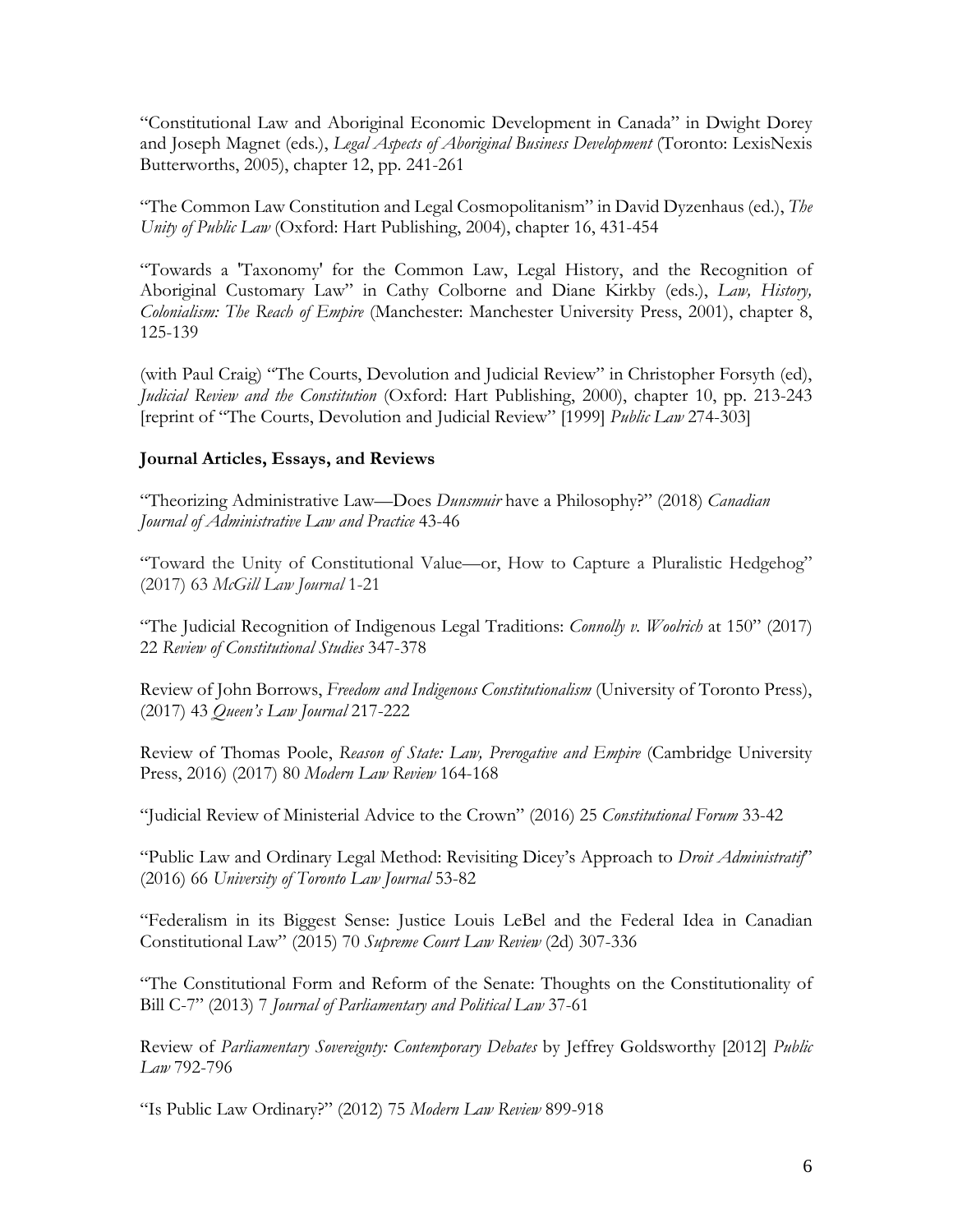"Constitutional Law and Aboriginal Economic Development in Canada" in Dwight Dorey and Joseph Magnet (eds.), *Legal Aspects of Aboriginal Business Development* (Toronto: LexisNexis Butterworths, 2005), chapter 12, pp. 241-261

"The Common Law Constitution and Legal Cosmopolitanism" in David Dyzenhaus (ed.), *The Unity of Public Law* (Oxford: Hart Publishing, 2004), chapter 16, 431-454

"Towards a 'Taxonomy' for the Common Law, Legal History, and the Recognition of Aboriginal Customary Law" in Cathy Colborne and Diane Kirkby (eds.), *Law, History, Colonialism: The Reach of Empire* (Manchester: Manchester University Press, 2001), chapter 8, 125-139

(with Paul Craig) "The Courts, Devolution and Judicial Review" in Christopher Forsyth (ed), *Judicial Review and the Constitution* (Oxford: Hart Publishing, 2000), chapter 10, pp. 213-243 [reprint of "The Courts, Devolution and Judicial Review" [1999] *Public Law* 274-303]

**Journal Articles, Essays, and Reviews**

"Theorizing Administrative Law—Does *Dunsmuir* have a Philosophy?" (2018) *Canadian Journal of Administrative Law and Practice* 43-46

"Toward the Unity of Constitutional Value—or, How to Capture a Pluralistic Hedgehog" (2017) 63 *McGill Law Journal* 1-21

"The Judicial Recognition of Indigenous Legal Traditions: *Connolly v. Woolrich* at 150" (2017) 22 *Review of Constitutional Studies* 347-378

Review of John Borrows, *Freedom and Indigenous Constitutionalism* (University of Toronto Press), (2017) 43 *Queen's Law Journal* 217-222

Review of Thomas Poole, *Reason of State: Law, Prerogative and Empire* (Cambridge University Press, 2016) (2017) 80 *Modern Law Review* 164-168

"Judicial Review of Ministerial Advice to the Crown" (2016) 25 *Constitutional Forum* 33-42

"Public Law and Ordinary Legal Method: Revisiting Dicey's Approach to *Droit Administratif*" (2016) 66 *University of Toronto Law Journal* 53-82

"Federalism in its Biggest Sense: Justice Louis LeBel and the Federal Idea in Canadian Constitutional Law" (2015) 70 *Supreme Court Law Review* (2d) 307-336

"The Constitutional Form and Reform of the Senate: Thoughts on the Constitutionality of Bill C-7" (2013) 7 *Journal of Parliamentary and Political Law* 37-61

Review of *Parliamentary Sovereignty: Contemporary Debates* by Jeffrey Goldsworthy [2012] *Public Law* 792-796

"Is Public Law Ordinary?" (2012) 75 *Modern Law Review* 899-918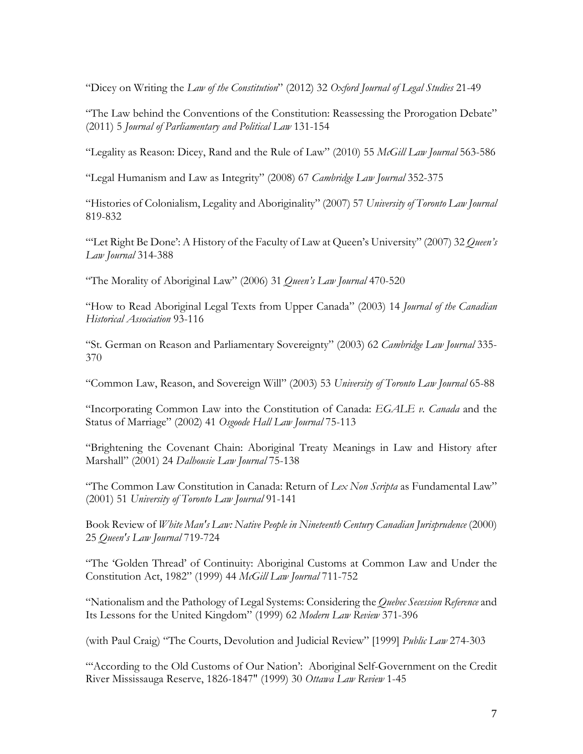"Dicey on Writing the *Law of the Constitution*" (2012) 32 *Oxford Journal of Legal Studies* 21-49

"The Law behind the Conventions of the Constitution: Reassessing the Prorogation Debate" (2011) 5 *Journal of Parliamentary and Political Law* 131-154

"Legality as Reason: Dicey, Rand and the Rule of Law" (2010) 55 *McGill Law Journal* 563-586

"Legal Humanism and Law as Integrity" (2008) 67 *Cambridge Law Journal* 352-375

"Histories of Colonialism, Legality and Aboriginality" (2007) 57 *University of Toronto Law Journal* 819-832

"'Let Right Be Done': A History of the Faculty of Law at Queen's University" (2007) 32 *Queen's Law Journal* 314-388

"The Morality of Aboriginal Law" (2006) 31 *Queen's Law Journal* 470-520

"How to Read Aboriginal Legal Texts from Upper Canada" (2003) 14 *Journal of the Canadian Historical Association* 93-116

"St. German on Reason and Parliamentary Sovereignty" (2003) 62 *Cambridge Law Journal* 335-370

"Common Law, Reason, and Sovereign Will" (2003) 53 *University of Toronto Law Journal* 65-88

"Incorporating Common Law into the Constitution of Canada: *EGALE v. Canada* and the Status of Marriage" (2002) 41 *Osgoode Hall Law Journal* 75-113

"Brightening the Covenant Chain: Aboriginal Treaty Meanings in Law and History after Marshall" (2001) 24 *Dalhousie Law Journal* 75-138

"The Common Law Constitution in Canada: Return of *Lex Non Scripta* as Fundamental Law" (2001) 51 *University of Toronto Law Journal* 91-141

Book Review of *White Man's Law: Native People in Nineteenth Century Canadian Jurisprudence* (2000) 25 *Queen's Law Journal* 719-724

"The 'Golden Thread' of Continuity: Aboriginal Customs at Common Law and Under the Constitution Act, 1982" (1999) 44 *McGill Law Journal* 711-752

"Nationalism and the Pathology of Legal Systems: Considering the *Quebec Secession Reference* and Its Lessons for the United Kingdom" (1999) 62 *Modern Law Review* 371-396

(with Paul Craig) "The Courts, Devolution and Judicial Review" [1999] *Public Law* 274-303

"'According to the Old Customs of Our Nation': Aboriginal Self-Government on the Credit River Mississauga Reserve, 1826-1847" (1999) 30 *Ottawa Law Review* 1-45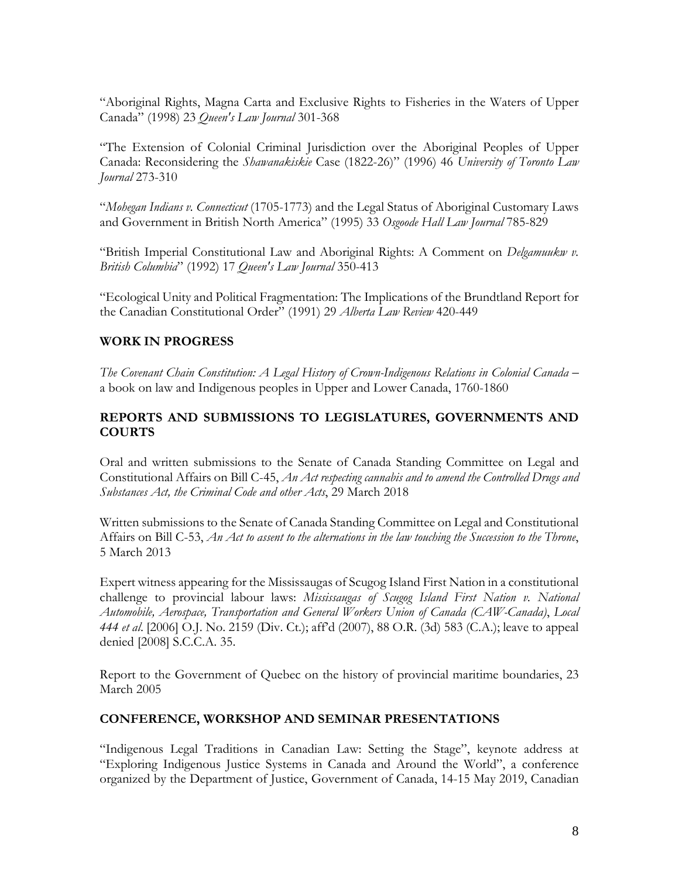"Aboriginal Rights, Magna Carta and Exclusive Rights to Fisheries in the Waters of Upper Canada" (1998) 23 *Queen's Law Journal* 301-368

"The Extension of Colonial Criminal Jurisdiction over the Aboriginal Peoples of Upper Canada: Reconsidering the *Shawanakiskie* Case (1822-26)" (1996) 46 *University of Toronto Law Journal* 273-310

"*Mohegan Indians v. Connecticut* (1705-1773) and the Legal Status of Aboriginal Customary Laws and Government in British North America" (1995) 33 *Osgoode Hall Law Journal* 785-829

"British Imperial Constitutional Law and Aboriginal Rights: A Comment on *Delgamuukw v. British Columbia*" (1992) 17 *Queen's Law Journal* 350-413

"Ecological Unity and Political Fragmentation: The Implications of the Brundtland Report for the Canadian Constitutional Order" (1991) 29 *Alberta Law Review* 420-449

## WORK IN PROGRESS

*The Covenant Chain Constitution: A Legal History of Crown-Indigenous Relations in Colonial Canada* – a book on law and Indigenous peoples in Upper and Lower Canada, 1760-1860

## REPORTS AND SUBMISSIONS TO LEGISLATURES, GOVERNMENTS AND COURTS

Oral and written submissions to the Senate of Canada Standing Committee on Legal and Constitutional Affairs on Bill C-45, *An Act respecting cannabis and to amend the Controlled Drugs and Substances Act, the Criminal Code and other Acts*, 29 March 2018

Written submissions to the Senate of Canada Standing Committee on Legal and Constitutional Affairs on Bill C-53, *An Act to assent to the alternations in the law touching the Succession to the Throne*, 5 March 2013

Expert witness appearing for the Mississaugas of Scugog Island First Nation in a constitutional challenge to provincial labour laws: *Mississaugas of Scugog Island First Nation v. National Automobile, Aerospace, Transportation and General Workers Union of Canada (CAW-Canada)*, *Local 444 et al*. [2006] O.J. No. 2159 (Div. Ct.); aff'd (2007), 88 O.R. (3d) 583 (C.A.); leave to appeal denied [2008] S.C.C.A. 35.

Report to the Government of Quebec on the history of provincial maritime boundaries, 23 March 2005

## CONFERENCE, WORKSHOP AND SEMINAR PRESENTATIONS

"Indigenous Legal Traditions in Canadian Law: Setting the Stage", keynote address at "Exploring Indigenous Justice Systems in Canada and Around the World", a conference organized by the Department of Justice, Government of Canada, 14-15 May 2019, Canadian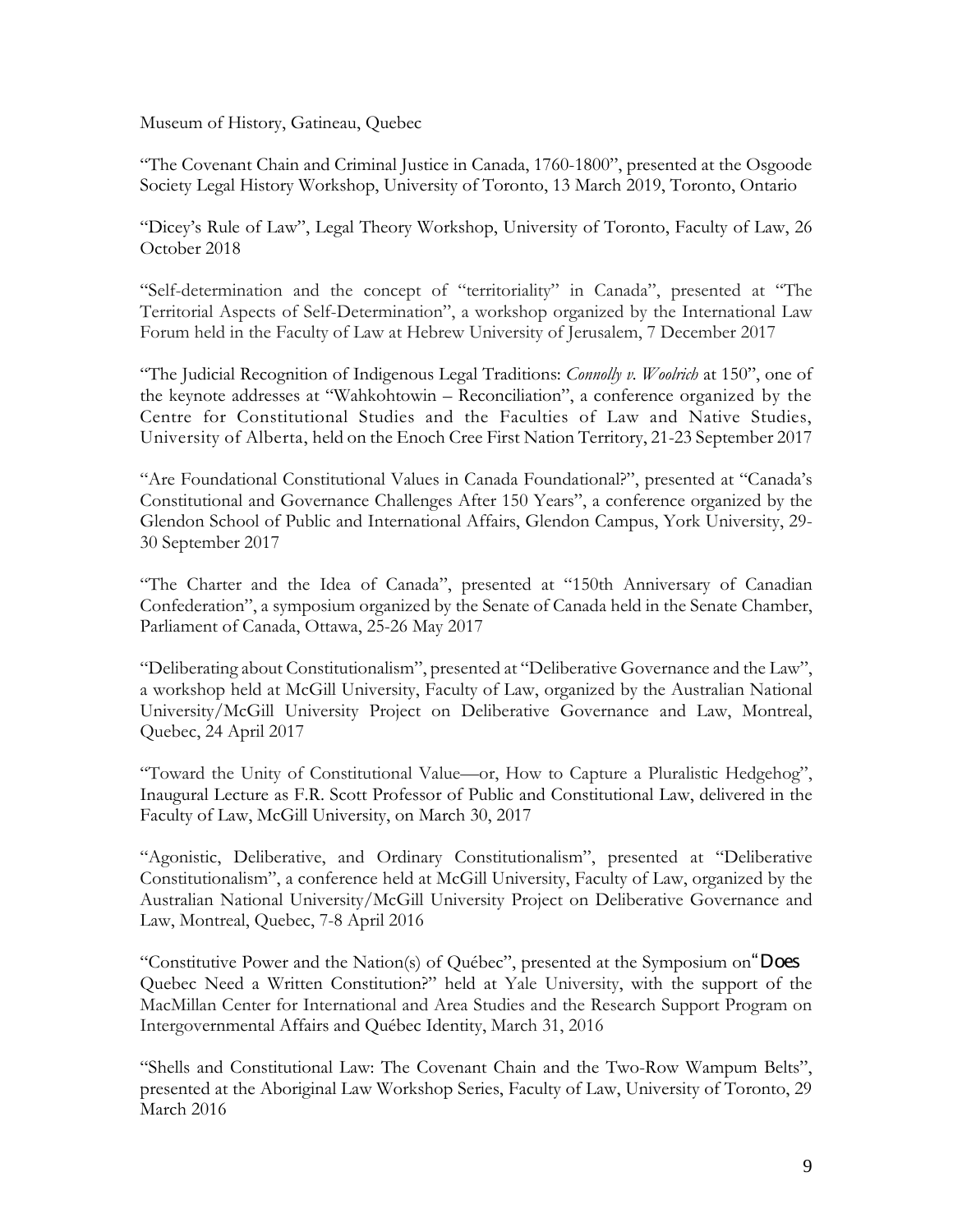Museum of History, Gatineau, Quebec

"The Covenant Chain and Criminal Justice in Canada, 1760-1800", presented at the Osgoode Society Legal History Workshop, University of Toronto, 13 March 2019, Toronto, Ontario

"Dicey's Rule of Law", Legal Theory Workshop, University of Toronto, Faculty of Law, 26 October 2018

"Self-determination and the concept of "territoriality" in Canada", presented at "The Territorial Aspects of Self-Determination", a workshop organized by the International Law Forum held in the Faculty of Law at Hebrew University of Jerusalem, 7 December 2017

"The Judicial Recognition of Indigenous Legal Traditions: *Connolly v. Woolrich* at 150", one of the keynote addresses at "Wahkohtowin – Reconciliation", a conference organized by the Centre for Constitutional Studies and the Faculties of Law and Native Studies, University of Alberta, held on the Enoch Cree First Nation Territory, 21-23 September 2017

"Are Foundational Constitutional Values in Canada Foundational?", presented at "Canada's Constitutional and Governance Challenges After 150 Years", a conference organized by the Glendon School of Public and International Affairs, Glendon Campus, York University, 29-30 September 2017

"The Charter and the Idea of Canada", presented at "150th Anniversary of Canadian Confederation", a symposium organized by the Senate of Canada held in the Senate Chamber, Parliament of Canada, Ottawa, 25-26 May 2017

"Deliberating about Constitutionalism", presented at "Deliberative Governance and the Law", a workshop held at McGill University, Faculty of Law, organized by the Australian National University/McGill University Project on Deliberative Governance and Law, Montreal, Quebec, 24 April 2017

"Toward the Unity of Constitutional Value—or, How to Capture a Pluralistic Hedgehog", Inaugural Lecture as F.R. Scott Professor of Public and Constitutional Law, delivered in the Faculty of Law, McGill University, on March 30, 2017

"Agonistic, Deliberative, and Ordinary Constitutionalism", presented at "Deliberative Constitutionalism", a conference held at McGill University, Faculty of Law, organized by the Australian National University/McGill University Project on Deliberative Governance and Law, Montreal, Quebec, 7-8 April 2016

"Constitutive Power and the Nation(s) of Québec", presented at the Symposium on "Does Quebec Need a Written Constitution?" held at Yale University, with the support of the MacMillan Center for International and Area Studies and the Research Support Program on Intergovernmental Affairs and Québec Identity, March 31, 2016

"Shells and Constitutional Law: The Covenant Chain and the Two-Row Wampum Belts", presented at the Aboriginal Law Workshop Series, Faculty of Law, University of Toronto, 29 March 2016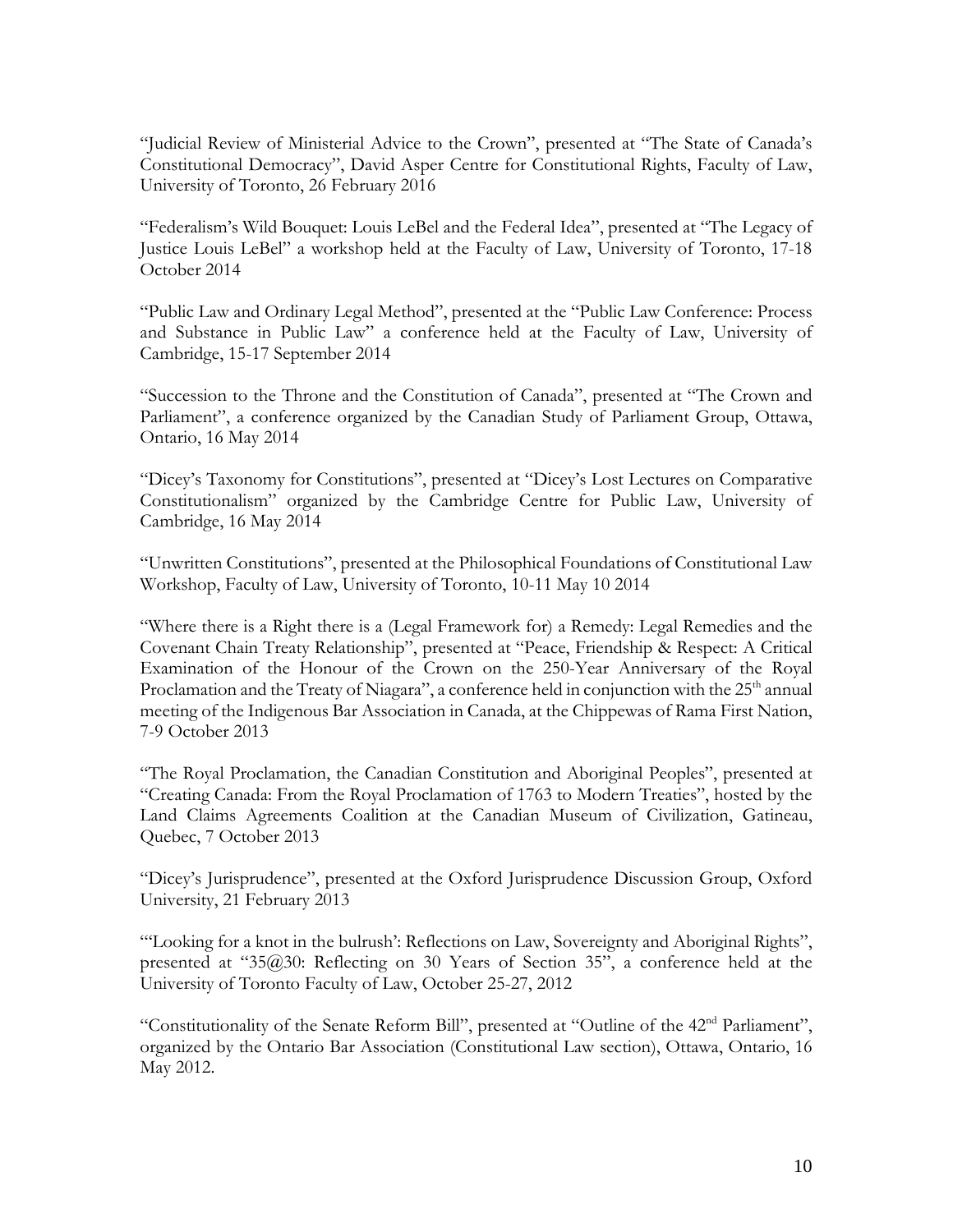"Judicial Review of Ministerial Advice to the Crown", presented at "The State of Canada's Constitutional Democracy", David Asper Centre for Constitutional Rights, Faculty of Law, University of Toronto, 26 February 2016

"Federalism's Wild Bouquet: Louis LeBel and the Federal Idea", presented at "The Legacy of Justice Louis LeBel" a workshop held at the Faculty of Law, University of Toronto, 17-18 October 2014

"Public Law and Ordinary Legal Method", presented at the "Public Law Conference: Process and Substance in Public Law" a conference held at the Faculty of Law, University of Cambridge, 15-17 September 2014

"Succession to the Throne and the Constitution of Canada", presented at "The Crown and Parliament", a conference organized by the Canadian Study of Parliament Group, Ottawa, Ontario, 16 May 2014

"Dicey's Taxonomy for Constitutions", presented at "Dicey's Lost Lectures on Comparative Constitutionalism" organized by the Cambridge Centre for Public Law, University of Cambridge, 16 May 2014

"Unwritten Constitutions", presented at the Philosophical Foundations of Constitutional Law Workshop, Faculty of Law, University of Toronto, 10-11 May 10 2014

"Where there is a Right there is a (Legal Framework for) a Remedy: Legal Remedies and the Covenant Chain Treaty Relationship", presented at "Peace, Friendship & Respect: A Critical Examination of the Honour of the Crown on the 250-Year Anniversary of the Royal Proclamation and the Treaty of Niagara", a conference held in conjunction with the 25th annual meeting of the Indigenous Bar Association in Canada, at the Chippewas of Rama First Nation, 7-9 October 2013

"The Royal Proclamation, the Canadian Constitution and Aboriginal Peoples", presented at "Creating Canada: From the Royal Proclamation of 1763 to Modern Treaties", hosted by the Land Claims Agreements Coalition at the Canadian Museum of Civilization, Gatineau, Quebec, 7 October 2013

"Dicey's Jurisprudence", presented at the Oxford Jurisprudence Discussion Group, Oxford University, 21 February 2013

"'Looking for a knot in the bulrush': Reflections on Law, Sovereignty and Aboriginal Rights", presented at "35@30: Reflecting on 30 Years of Section 35", a conference held at the University of Toronto Faculty of Law, October 25-27, 2012

"Constitutionality of the Senate Reform Bill", presented at "Outline of the 42nd Parliament", organized by the Ontario Bar Association (Constitutional Law section), Ottawa, Ontario, 16 May 2012.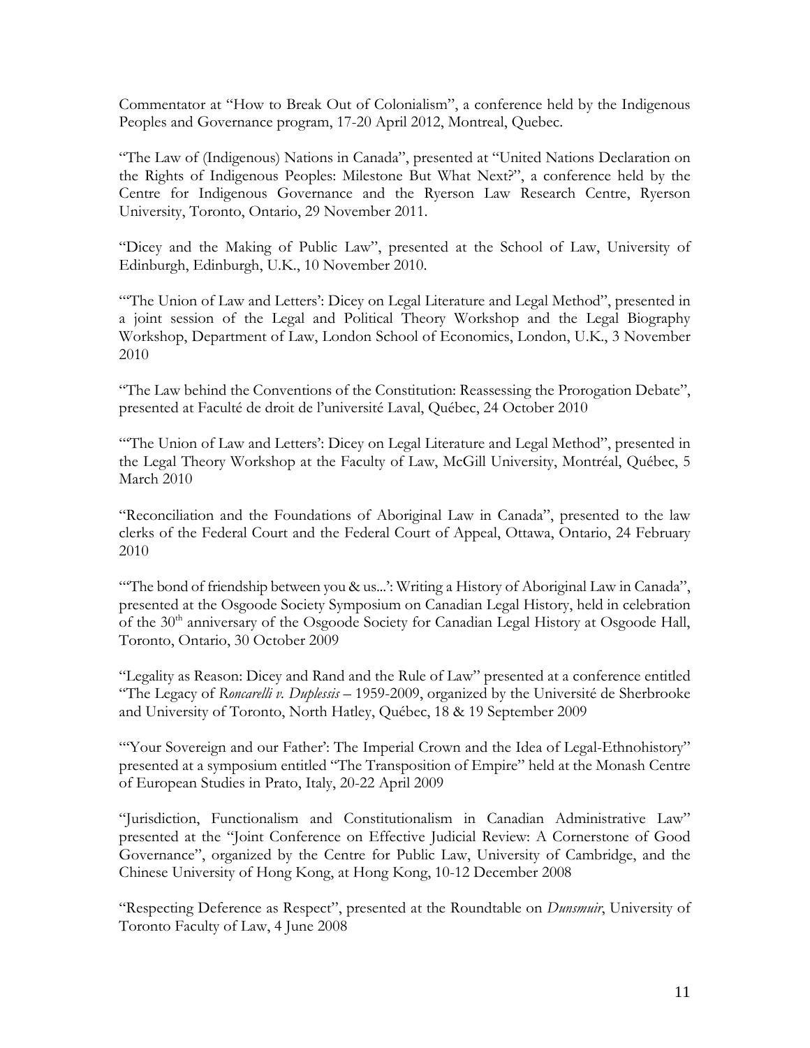Commentator at "How to Break Out of Colonialism", a conference held by the Indigenous Peoples and Governance program, 17-20 April 2012, Montreal, Quebec.

"The Law of (Indigenous) Nations in Canada", presented at "United Nations Declaration on the Rights of Indigenous Peoples: Milestone But What Next?", a conference held by the Centre for Indigenous Governance and the Ryerson Law Research Centre, Ryerson University, Toronto, Ontario, 29 November 2011.

"Dicey and the Making of Public Law", presented at the School of Law, University of Edinburgh, Edinburgh, U.K., 10 November 2010.

"'The Union of Law and Letters': Dicey on Legal Literature and Legal Method", presented in a joint session of the Legal and Political Theory Workshop and the Legal Biography Workshop, Department of Law, London School of Economics, London, U.K., 3 November 2010

"The Law behind the Conventions of the Constitution: Reassessing the Prorogation Debate", presented at Faculté de droit de l'université Laval, Québec, 24 October 2010

"'The Union of Law and Letters': Dicey on Legal Literature and Legal Method", presented in the Legal Theory Workshop at the Faculty of Law, McGill University, Montréal, Québec, 5 March 2010

"Reconciliation and the Foundations of Aboriginal Law in Canada", presented to the law clerks of the Federal Court and the Federal Court of Appeal, Ottawa, Ontario, 24 February 2010

"'The bond of friendship between you & us...': Writing a History of Aboriginal Law in Canada", presented at the Osgoode Society Symposium on Canadian Legal History, held in celebration of the 30th anniversary of the Osgoode Society for Canadian Legal History at Osgoode Hall, Toronto, Ontario, 30 October 2009

"Legality as Reason: Dicey and Rand and the Rule of Law" presented at a conference entitled "The Legacy of *Roncarelli v. Duplessis* – 1959-2009, organized by the Université de Sherbrooke and University of Toronto, North Hatley, Québec, 18 & 19 September 2009

"'Your Sovereign and our Father': The Imperial Crown and the Idea of Legal-Ethnohistory" presented at a symposium entitled "The Transposition of Empire" held at the Monash Centre of European Studies in Prato, Italy, 20-22 April 2009

"Jurisdiction, Functionalism and Constitutionalism in Canadian Administrative Law" presented at the "Joint Conference on Effective Judicial Review: A Cornerstone of Good Governance", organized by the Centre for Public Law, University of Cambridge, and the Chinese University of Hong Kong, at Hong Kong, 10-12 December 2008

"Respecting Deference as Respect", presented at the Roundtable on *Dunsmuir*, University of Toronto Faculty of Law, 4 June 2008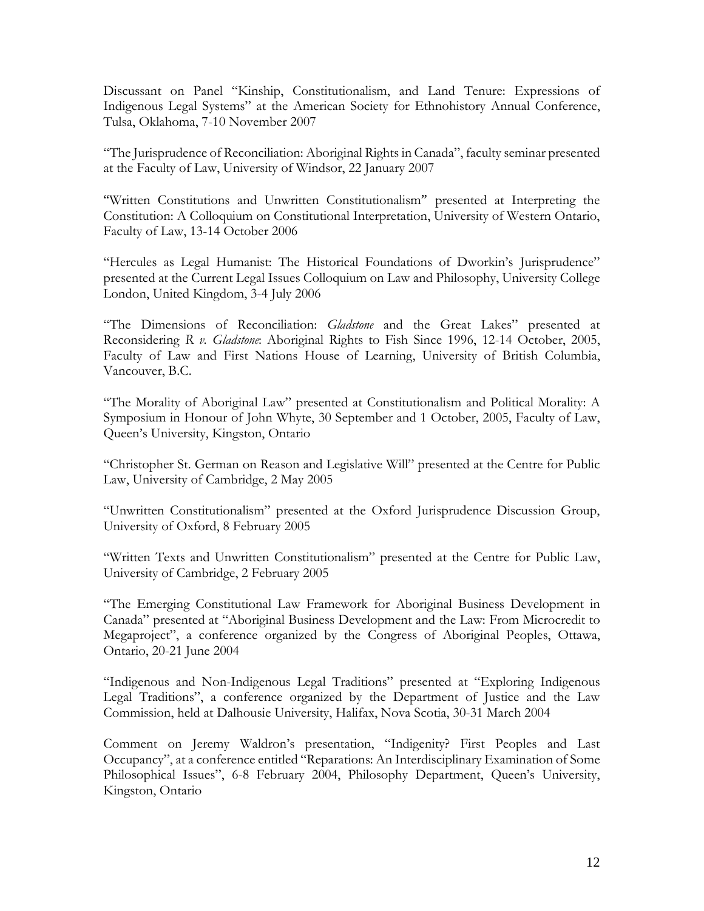Discussant on Panel "Kinship, Constitutionalism, and Land Tenure: Expressions of Indigenous Legal Systems" at the American Society for Ethnohistory Annual Conference, Tulsa, Oklahoma, 7-10 November 2007

"The Jurisprudence of Reconciliation: Aboriginal Rights in Canada", faculty seminar presented at the Faculty of Law, University of Windsor, 22 January 2007

"Written Constitutions and Unwritten Constitutionalism" presented at Interpreting the Constitution: A Colloquium on Constitutional Interpretation, University of Western Ontario, Faculty of Law, 13-14 October 2006

"Hercules as Legal Humanist: The Historical Foundations of Dworkin's Jurisprudence" presented at the Current Legal Issues Colloquium on Law and Philosophy, University College London, United Kingdom, 3-4 July 2006

"The Dimensions of Reconciliation: *Gladstone* and the Great Lakes" presented at Reconsidering *R v. Gladstone*: Aboriginal Rights to Fish Since 1996, 12-14 October, 2005, Faculty of Law and First Nations House of Learning, University of British Columbia, Vancouver, B.C.

"The Morality of Aboriginal Law" presented at Constitutionalism and Political Morality: A Symposium in Honour of John Whyte, 30 September and 1 October, 2005, Faculty of Law, Queen's University, Kingston, Ontario

"Christopher St. German on Reason and Legislative Will" presented at the Centre for Public Law, University of Cambridge, 2 May 2005

"Unwritten Constitutionalism" presented at the Oxford Jurisprudence Discussion Group, University of Oxford, 8 February 2005

"Written Texts and Unwritten Constitutionalism" presented at the Centre for Public Law, University of Cambridge, 2 February 2005

"The Emerging Constitutional Law Framework for Aboriginal Business Development in Canada" presented at "Aboriginal Business Development and the Law: From Microcredit to Megaproject", a conference organized by the Congress of Aboriginal Peoples, Ottawa, Ontario, 20-21 June 2004

"Indigenous and Non-Indigenous Legal Traditions" presented at "Exploring Indigenous Legal Traditions", a conference organized by the Department of Justice and the Law Commission, held at Dalhousie University, Halifax, Nova Scotia, 30-31 March 2004

Comment on Jeremy Waldron's presentation, "Indigenity? First Peoples and Last Occupancy", at a conference entitled "Reparations: An Interdisciplinary Examination of Some Philosophical Issues", 6-8 February 2004, Philosophy Department, Queen's University, Kingston, Ontario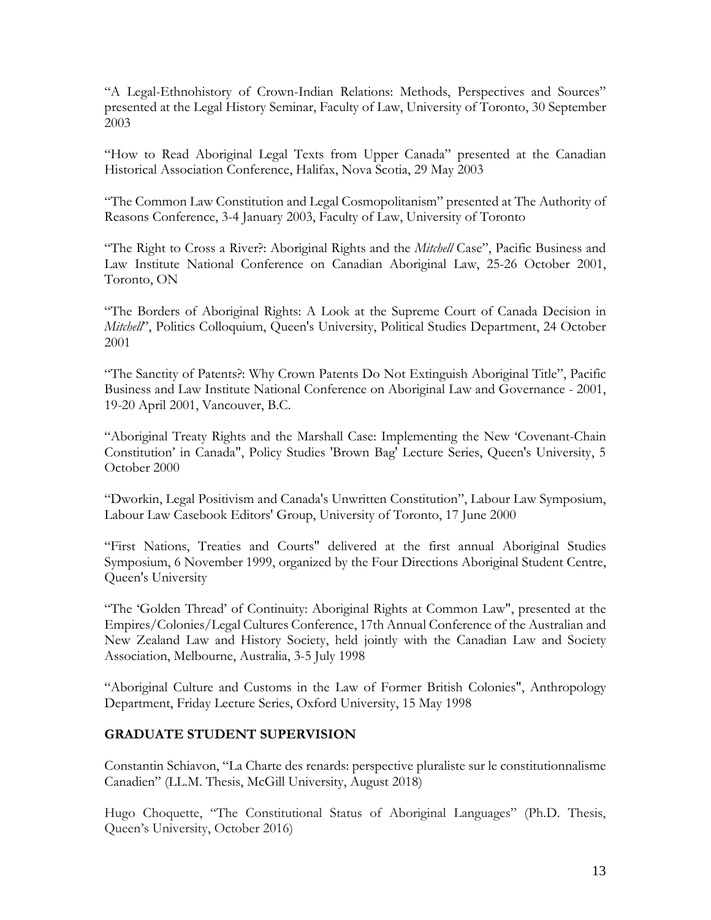"A Legal-Ethnohistory of Crown-Indian Relations: Methods, Perspectives and Sources" presented at the Legal History Seminar, Faculty of Law, University of Toronto, 30 September 2003

"How to Read Aboriginal Legal Texts from Upper Canada" presented at the Canadian Historical Association Conference, Halifax, Nova Scotia, 29 May 2003

"The Common Law Constitution and Legal Cosmopolitanism" presented at The Authority of Reasons Conference, 3-4 January 2003, Faculty of Law, University of Toronto

"The Right to Cross a River?: Aboriginal Rights and the *Mitchell* Case", Pacific Business and Law Institute National Conference on Canadian Aboriginal Law, 25-26 October 2001, Toronto, ON

"The Borders of Aboriginal Rights: A Look at the Supreme Court of Canada Decision in *Mitchell*", Politics Colloquium, Queen's University, Political Studies Department, 24 October 2001

"The Sanctity of Patents?: Why Crown Patents Do Not Extinguish Aboriginal Title", Pacific Business and Law Institute National Conference on Aboriginal Law and Governance - 2001, 19-20 April 2001, Vancouver, B.C.

"Aboriginal Treaty Rights and the Marshall Case: Implementing the New 'Covenant-Chain Constitution' in Canada", Policy Studies 'Brown Bag' Lecture Series, Queen's University, 5 October 2000

"Dworkin, Legal Positivism and Canada's Unwritten Constitution", Labour Law Symposium, Labour Law Casebook Editors' Group, University of Toronto, 17 June 2000

"First Nations, Treaties and Courts" delivered at the first annual Aboriginal Studies Symposium, 6 November 1999, organized by the Four Directions Aboriginal Student Centre, Queen's University

"The 'Golden Thread' of Continuity: Aboriginal Rights at Common Law", presented at the Empires/Colonies/Legal Cultures Conference, 17th Annual Conference of the Australian and New Zealand Law and History Society, held jointly with the Canadian Law and Society Association, Melbourne, Australia, 3-5 July 1998

"Aboriginal Culture and Customs in the Law of Former British Colonies", Anthropology Department, Friday Lecture Series, Oxford University, 15 May 1998

## GRADUATE STUDENT SUPERVISION

Constantin Schiavon, "La Charte des renards: perspective pluraliste sur le constitutionnalisme Canadien" (LL.M. Thesis, McGill University, August 2018)

Hugo Choquette, "The Constitutional Status of Aboriginal Languages" (Ph.D. Thesis, Queen's University, October 2016)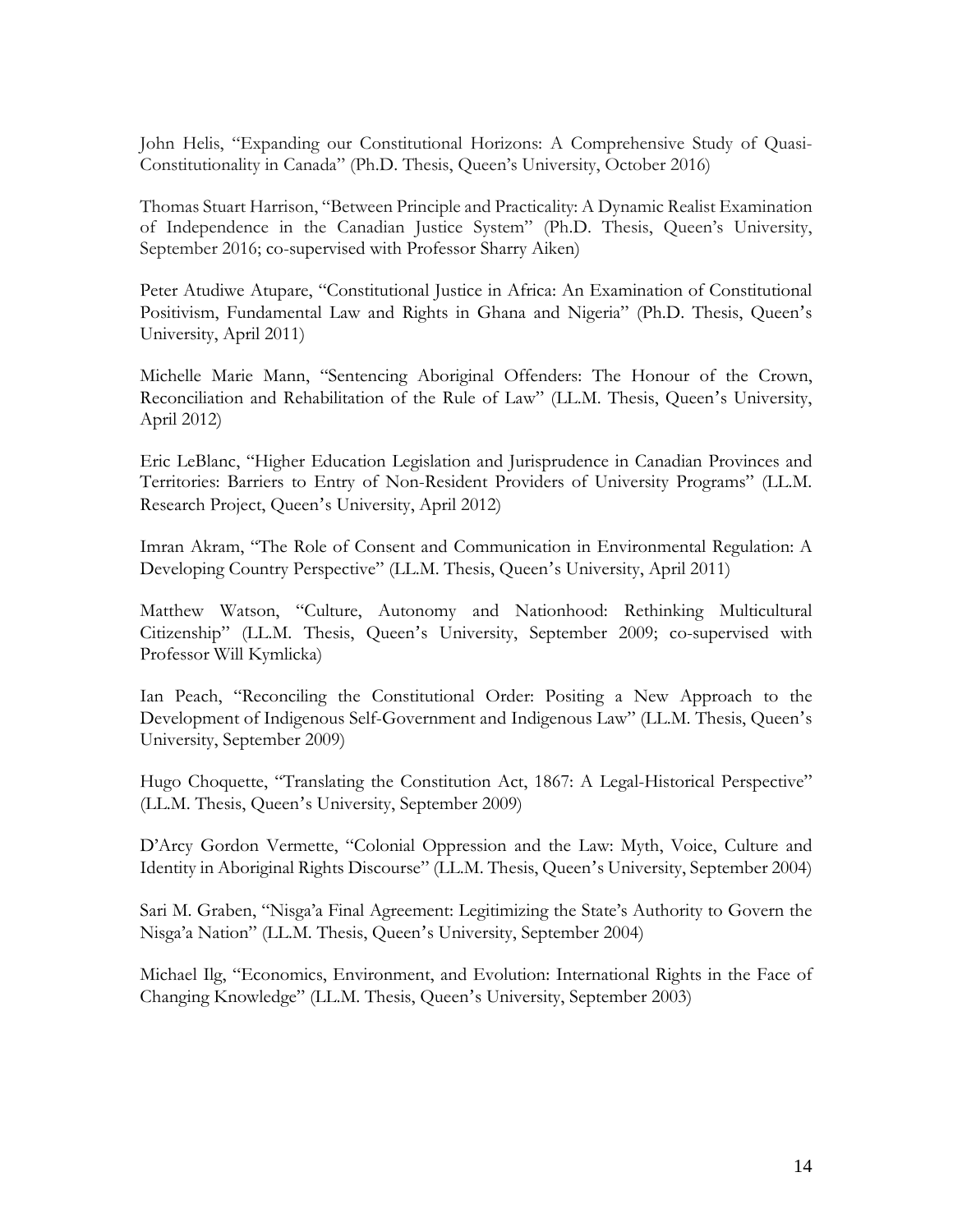John Helis, "Expanding our Constitutional Horizons: A Comprehensive Study of Quasi-Constitutionality in Canada" (Ph.D. Thesis, Queen's University, October 2016)

Thomas Stuart Harrison, "Between Principle and Practicality: A Dynamic Realist Examination of Independence in the Canadian Justice System" (Ph.D. Thesis, Queen's University, September 2016; co-supervised with Professor Sharry Aiken)

Peter Atudiwe Atupare, "Constitutional Justice in Africa: An Examination of Constitutional Positivism, Fundamental Law and Rights in Ghana and Nigeria" (Ph.D. Thesis, Queen's University, April 2011)

Michelle Marie Mann, "Sentencing Aboriginal Offenders: The Honour of the Crown, Reconciliation and Rehabilitation of the Rule of Law" (LL.M. Thesis, Queen's University, April 2012)

Eric LeBlanc, "Higher Education Legislation and Jurisprudence in Canadian Provinces and Territories: Barriers to Entry of Non-Resident Providers of University Programs" (LL.M. Research Project, Queen's University, April 2012)

Imran Akram, "The Role of Consent and Communication in Environmental Regulation: A Developing Country Perspective" (LL.M. Thesis, Queen's University, April 2011)

Matthew Watson, "Culture, Autonomy and Nationhood: Rethinking Multicultural Citizenship" (LL.M. Thesis, Queen's University, September 2009; co-supervised with Professor Will Kymlicka)

Ian Peach, "Reconciling the Constitutional Order: Positing a New Approach to the Development of Indigenous Self-Government and Indigenous Law" (LL.M. Thesis, Queen's University, September 2009)

Hugo Choquette, "Translating the Constitution Act, 1867: A Legal-Historical Perspective" (LL.M. Thesis, Queen's University, September 2009)

D'Arcy Gordon Vermette, "Colonial Oppression and the Law: Myth, Voice, Culture and Identity in Aboriginal Rights Discourse" (LL.M. Thesis, Queen's University, September 2004)

Sari M. Graben, "Nisga'a Final Agreement: Legitimizing the State's Authority to Govern the Nisga'a Nation" (LL.M. Thesis, Queen's University, September 2004)

Michael Ilg, "Economics, Environment, and Evolution: International Rights in the Face of Changing Knowledge" (LL.M. Thesis, Queen's University, September 2003)